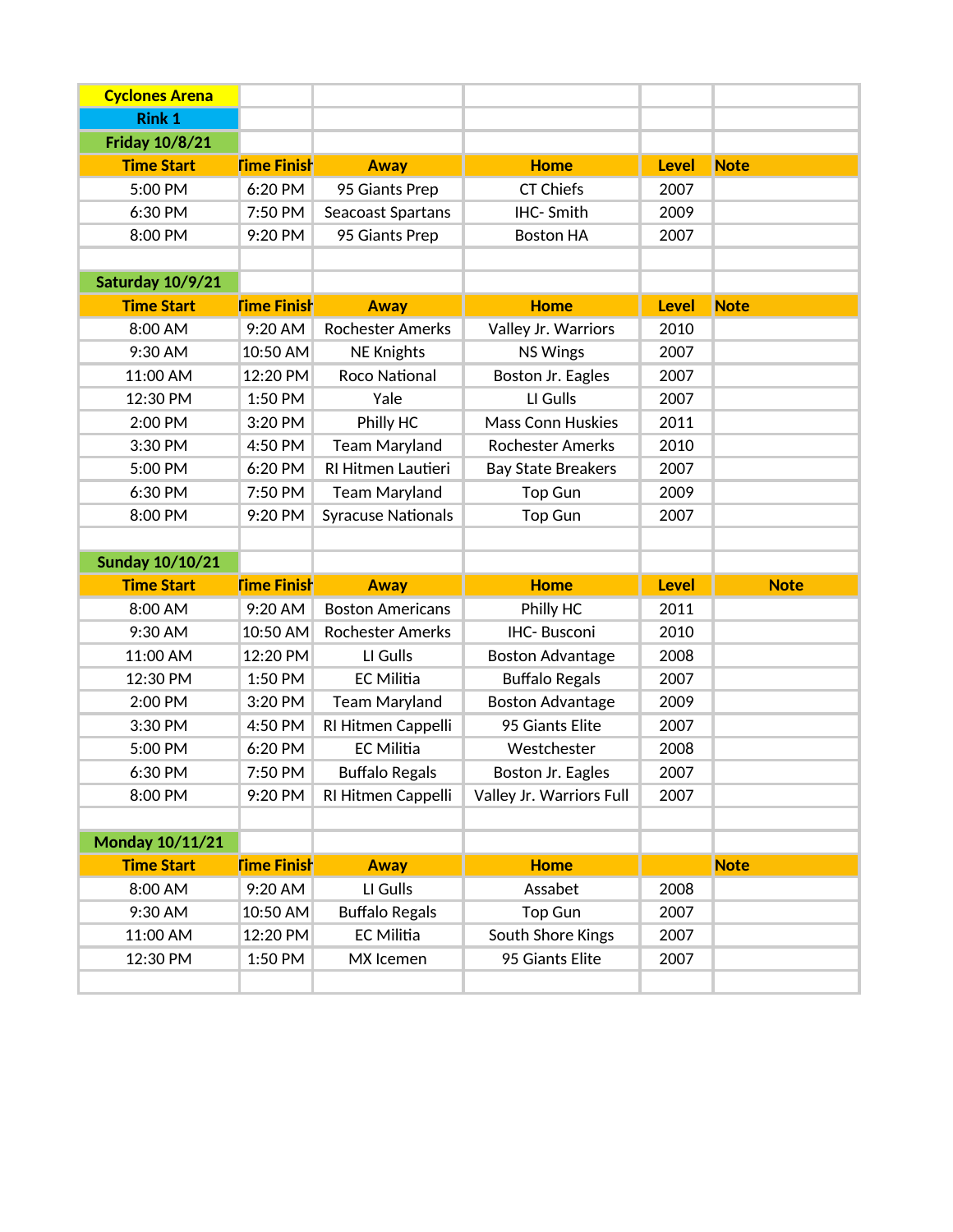**Cyclones Arena**

**Rink 1**

**Friday 10/8/21**

| Time Start | Time Finish | Away | Home | Level | Note |
|---|---|---|---|---|---|
| 5:00 PM | 6:20 PM | 95 Giants Prep | CT Chiefs | 2007 | |
| 6:30 PM | 7:50 PM | Seacoast Spartans | IHC- Smith | 2009 | |
| 8:00 PM | 9:20 PM | 95 Giants Prep | Boston HA | 2007 | |

**Saturday 10/9/21**

| Time Start | Time Finish | Away | Home | Level | Note |
|---|---|---|---|---|---|
| 8:00 AM | 9:20 AM | Rochester Amerks | Valley Jr. Warriors | 2010 | |
| 9:30 AM | 10:50 AM | NE Knights | NS Wings | 2007 | |
| 11:00 AM | 12:20 PM | Roco National | Boston Jr. Eagles | 2007 | |
| 12:30 PM | 1:50 PM | Yale | LI Gulls | 2007 | |
| 2:00 PM | 3:20 PM | Philly HC | Mass Conn Huskies | 2011 | |
| 3:30 PM | 4:50 PM | Team Maryland | Rochester Amerks | 2010 | |
| 5:00 PM | 6:20 PM | RI Hitmen Lautieri | Bay State Breakers | 2007 | |
| 6:30 PM | 7:50 PM | Team Maryland | Top Gun | 2009 | |
| 8:00 PM | 9:20 PM | Syracuse Nationals | Top Gun | 2007 | |

**Sunday 10/10/21**

| Time Start | Time Finish | Away | Home | Level | Note |
|---|---|---|---|---|---|
| 8:00 AM | 9:20 AM | Boston Americans | Philly HC | 2011 | |
| 9:30 AM | 10:50 AM | Rochester Amerks | IHC- Busconi | 2010 | |
| 11:00 AM | 12:20 PM | LI Gulls | Boston Advantage | 2008 | |
| 12:30 PM | 1:50 PM | EC Militia | Buffalo Regals | 2007 | |
| 2:00 PM | 3:20 PM | Team Maryland | Boston Advantage | 2009 | |
| 3:30 PM | 4:50 PM | RI Hitmen Cappelli | 95 Giants Elite | 2007 | |
| 5:00 PM | 6:20 PM | EC Militia | Westchester | 2008 | |
| 6:30 PM | 7:50 PM | Buffalo Regals | Boston Jr. Eagles | 2007 | |
| 8:00 PM | 9:20 PM | RI Hitmen Cappelli | Valley Jr. Warriors Full | 2007 | |

**Monday 10/11/21**

| Time Start | Time Finish | Away | Home | | Note |
|---|---|---|---|---|---|
| 8:00 AM | 9:20 AM | LI Gulls | Assabet | 2008 | |
| 9:30 AM | 10:50 AM | Buffalo Regals | Top Gun | 2007 | |
| 11:00 AM | 12:20 PM | EC Militia | South Shore Kings | 2007 | |
| 12:30 PM | 1:50 PM | MX Icemen | 95 Giants Elite | 2007 | |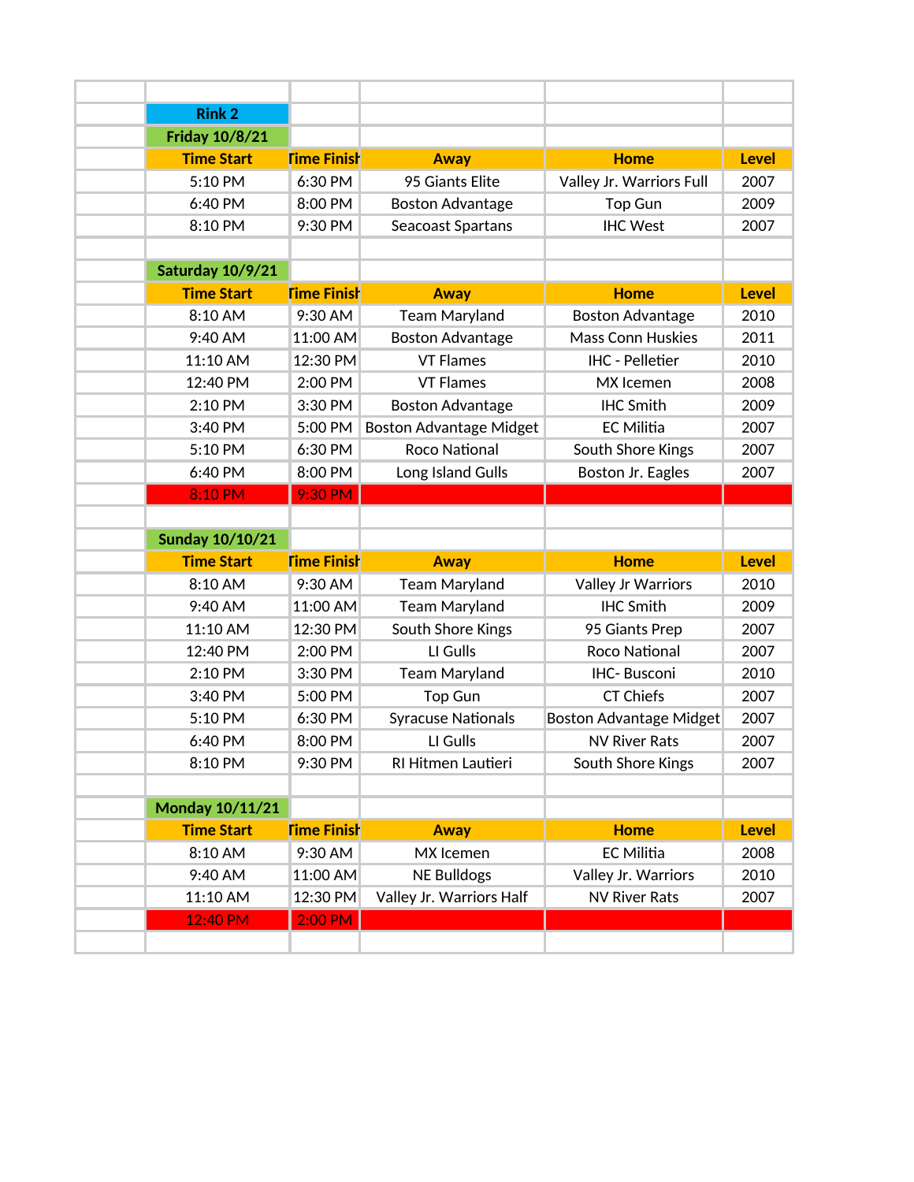## Rink 2

### Friday 10/8/21

| Time Start | Time Finish | Away | Home | Level |
|---|---|---|---|---|
| 5:10 PM | 6:30 PM | 95 Giants Elite | Valley Jr. Warriors Full | 2007 |
| 6:40 PM | 8:00 PM | Boston Advantage | Top Gun | 2009 |
| 8:10 PM | 9:30 PM | Seacoast Spartans | IHC West | 2007 |

### Saturday 10/9/21

| Time Start | Time Finish | Away | Home | Level |
|---|---|---|---|---|
| 8:10 AM | 9:30 AM | Team Maryland | Boston Advantage | 2010 |
| 9:40 AM | 11:00 AM | Boston Advantage | Mass Conn Huskies | 2011 |
| 11:10 AM | 12:30 PM | VT Flames | IHC - Pelletier | 2010 |
| 12:40 PM | 2:00 PM | VT Flames | MX Icemen | 2008 |
| 2:10 PM | 3:30 PM | Boston Advantage | IHC Smith | 2009 |
| 3:40 PM | 5:00 PM | Boston Advantage Midget | EC Militia | 2007 |
| 5:10 PM | 6:30 PM | Roco National | South Shore Kings | 2007 |
| 6:40 PM | 8:00 PM | Long Island Gulls | Boston Jr. Eagles | 2007 |
| 8:10 PM | 9:30 PM | | | |

### Sunday 10/10/21

| Time Start | Time Finish | Away | Home | Level |
|---|---|---|---|---|
| 8:10 AM | 9:30 AM | Team Maryland | Valley Jr Warriors | 2010 |
| 9:40 AM | 11:00 AM | Team Maryland | IHC Smith | 2009 |
| 11:10 AM | 12:30 PM | South Shore Kings | 95 Giants Prep | 2007 |
| 12:40 PM | 2:00 PM | LI Gulls | Roco National | 2007 |
| 2:10 PM | 3:30 PM | Team Maryland | IHC- Busconi | 2010 |
| 3:40 PM | 5:00 PM | Top Gun | CT Chiefs | 2007 |
| 5:10 PM | 6:30 PM | Syracuse Nationals | Boston Advantage Midget | 2007 |
| 6:40 PM | 8:00 PM | LI Gulls | NV River Rats | 2007 |
| 8:10 PM | 9:30 PM | RI Hitmen Lautieri | South Shore Kings | 2007 |

### Monday 10/11/21

| Time Start | Time Finish | Away | Home | Level |
|---|---|---|---|---|
| 8:10 AM | 9:30 AM | MX Icemen | EC Militia | 2008 |
| 9:40 AM | 11:00 AM | NE Bulldogs | Valley Jr. Warriors | 2010 |
| 11:10 AM | 12:30 PM | Valley Jr. Warriors Half | NV River Rats | 2007 |
| 12:40 PM | 2:00 PM | | | |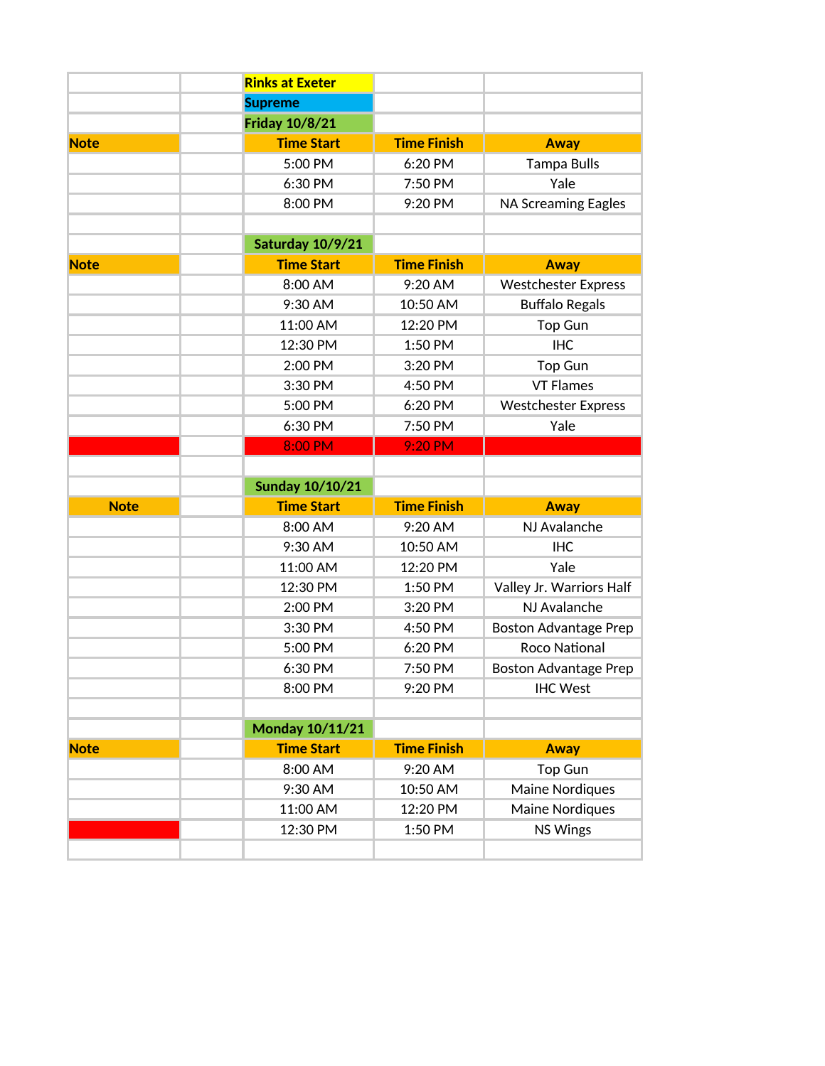| | | Rinks at Exeter | | |
|---|---|---|---|---|
| | | Supreme | | |
| | | Friday 10/8/21 | | |
| Note | | Time Start | Time Finish | Away |
| | | 5:00 PM | 6:20 PM | Tampa Bulls |
| | | 6:30 PM | 7:50 PM | Yale |
| | | 8:00 PM | 9:20 PM | NA Screaming Eagles |
| | | | | |
| | | Saturday 10/9/21 | | |
| Note | | Time Start | Time Finish | Away |
| | | 8:00 AM | 9:20 AM | Westchester Express |
| | | 9:30 AM | 10:50 AM | Buffalo Regals |
| | | 11:00 AM | 12:20 PM | Top Gun |
| | | 12:30 PM | 1:50 PM | IHC |
| | | 2:00 PM | 3:20 PM | Top Gun |
| | | 3:30 PM | 4:50 PM | VT Flames |
| | | 5:00 PM | 6:20 PM | Westchester Express |
| | | 6:30 PM | 7:50 PM | Yale |
| | | 8:00 PM | 9:20 PM | |
| | | | | |
| | | Sunday 10/10/21 | | |
| Note | | Time Start | Time Finish | Away |
| | | 8:00 AM | 9:20 AM | NJ Avalanche |
| | | 9:30 AM | 10:50 AM | IHC |
| | | 11:00 AM | 12:20 PM | Yale |
| | | 12:30 PM | 1:50 PM | Valley Jr. Warriors Half |
| | | 2:00 PM | 3:20 PM | NJ Avalanche |
| | | 3:30 PM | 4:50 PM | Boston Advantage Prep |
| | | 5:00 PM | 6:20 PM | Roco National |
| | | 6:30 PM | 7:50 PM | Boston Advantage Prep |
| | | 8:00 PM | 9:20 PM | IHC West |
| | | | | |
| | | Monday 10/11/21 | | |
| Note | | Time Start | Time Finish | Away |
| | | 8:00 AM | 9:20 AM | Top Gun |
| | | 9:30 AM | 10:50 AM | Maine Nordiques |
| | | 11:00 AM | 12:20 PM | Maine Nordiques |
| | | 12:30 PM | 1:50 PM | NS Wings |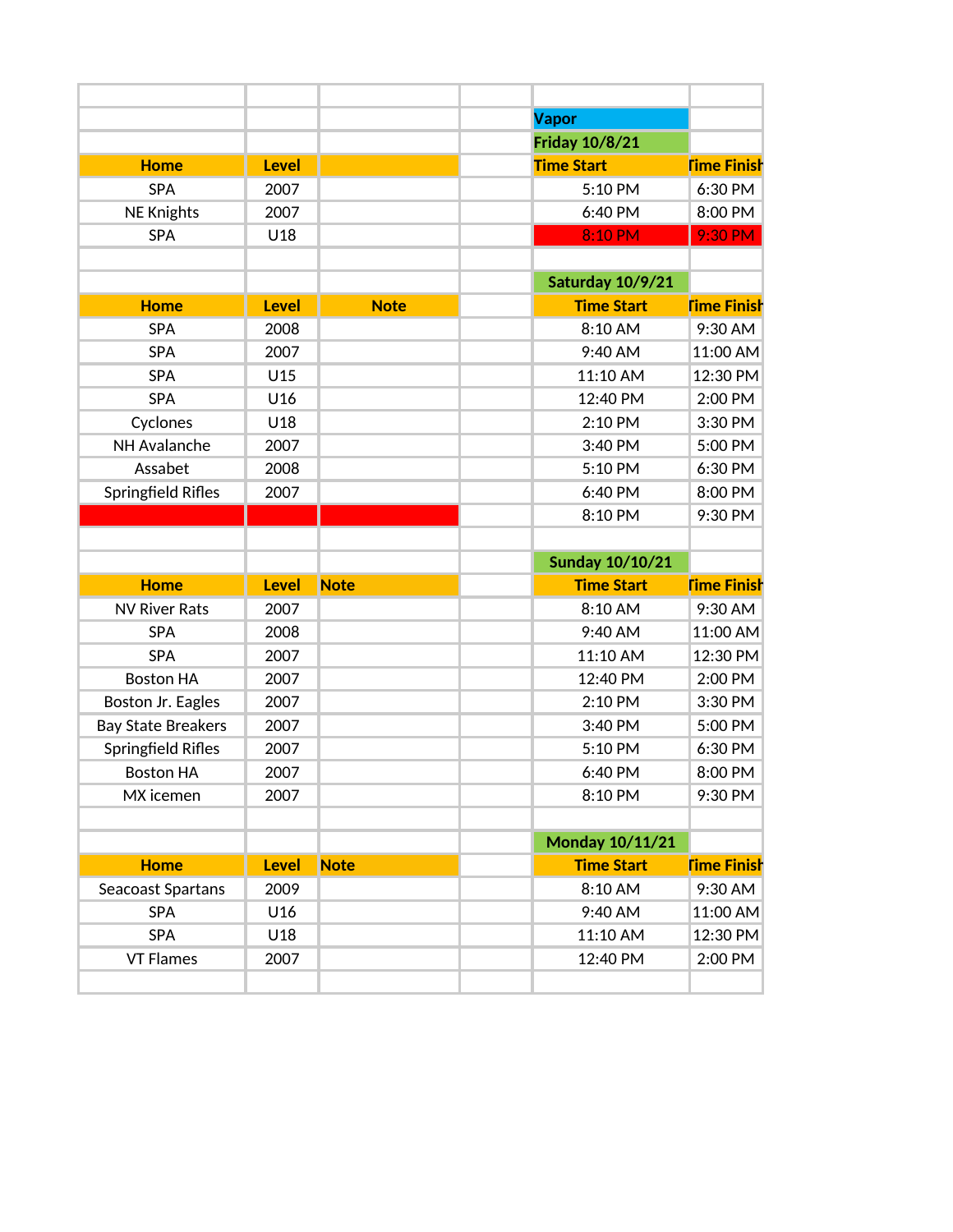## Vapor

### Friday 10/8/21

| Home | Level | | | Time Start | Time Finish |
|---|---|---|---|---|---|
| SPA | 2007 | | | 5:10 PM | 6:30 PM |
| NE Knights | 2007 | | | 6:40 PM | 8:00 PM |
| SPA | U18 | | | 8:10 PM | 9:30 PM |

### Saturday 10/9/21

| Home | Level | Note | | Time Start | Time Finish |
|---|---|---|---|---|---|
| SPA | 2008 | | | 8:10 AM | 9:30 AM |
| SPA | 2007 | | | 9:40 AM | 11:00 AM |
| SPA | U15 | | | 11:10 AM | 12:30 PM |
| SPA | U16 | | | 12:40 PM | 2:00 PM |
| Cyclones | U18 | | | 2:10 PM | 3:30 PM |
| NH Avalanche | 2007 | | | 3:40 PM | 5:00 PM |
| Assabet | 2008 | | | 5:10 PM | 6:30 PM |
| Springfield Rifles | 2007 | | | 6:40 PM | 8:00 PM |
| | | | | 8:10 PM | 9:30 PM |

### Sunday 10/10/21

| Home | Level | Note | | Time Start | Time Finish |
|---|---|---|---|---|---|
| NV River Rats | 2007 | | | 8:10 AM | 9:30 AM |
| SPA | 2008 | | | 9:40 AM | 11:00 AM |
| SPA | 2007 | | | 11:10 AM | 12:30 PM |
| Boston HA | 2007 | | | 12:40 PM | 2:00 PM |
| Boston Jr. Eagles | 2007 | | | 2:10 PM | 3:30 PM |
| Bay State Breakers | 2007 | | | 3:40 PM | 5:00 PM |
| Springfield Rifles | 2007 | | | 5:10 PM | 6:30 PM |
| Boston HA | 2007 | | | 6:40 PM | 8:00 PM |
| MX icemen | 2007 | | | 8:10 PM | 9:30 PM |

### Monday 10/11/21

| Home | Level | Note | | Time Start | Time Finish |
|---|---|---|---|---|---|
| Seacoast Spartans | 2009 | | | 8:10 AM | 9:30 AM |
| SPA | U16 | | | 9:40 AM | 11:00 AM |
| SPA | U18 | | | 11:10 AM | 12:30 PM |
| VT Flames | 2007 | | | 12:40 PM | 2:00 PM |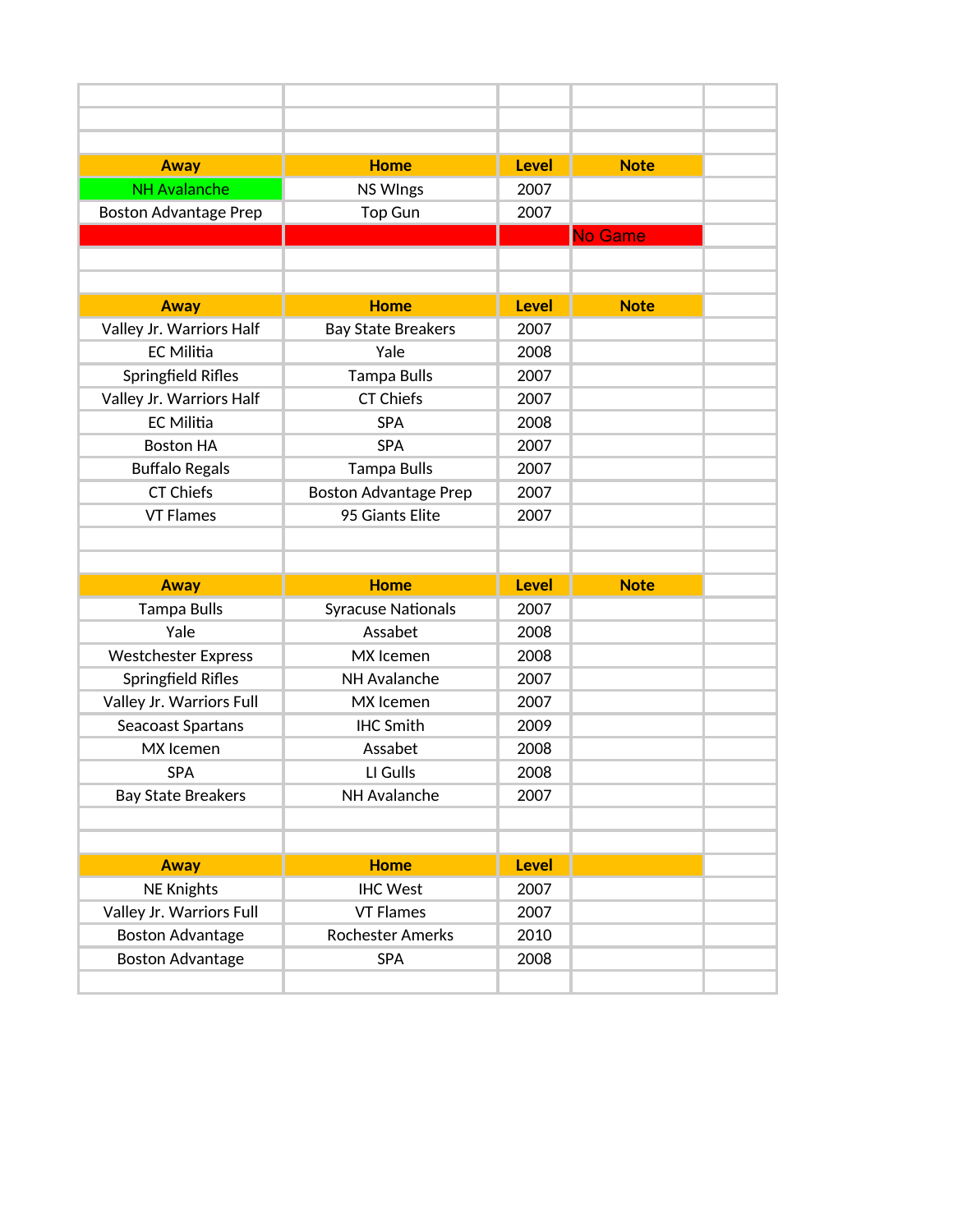| Away | Home | Level | Note |
|---|---|---|---|
| NH Avalanche | NS WIngs | 2007 | |
| Boston Advantage Prep | Top Gun | 2007 | |
| | | | No Game |

| Away | Home | Level | Note |
|---|---|---|---|
| Valley Jr. Warriors Half | Bay State Breakers | 2007 | |
| EC Militia | Yale | 2008 | |
| Springfield Rifles | Tampa Bulls | 2007 | |
| Valley Jr. Warriors Half | CT Chiefs | 2007 | |
| EC Militia | SPA | 2008 | |
| Boston HA | SPA | 2007 | |
| Buffalo Regals | Tampa Bulls | 2007 | |
| CT Chiefs | Boston Advantage Prep | 2007 | |
| VT Flames | 95 Giants Elite | 2007 | |

| Away | Home | Level | Note |
|---|---|---|---|
| Tampa Bulls | Syracuse Nationals | 2007 | |
| Yale | Assabet | 2008 | |
| Westchester Express | MX Icemen | 2008 | |
| Springfield Rifles | NH Avalanche | 2007 | |
| Valley Jr. Warriors Full | MX Icemen | 2007 | |
| Seacoast Spartans | IHC Smith | 2009 | |
| MX Icemen | Assabet | 2008 | |
| SPA | LI Gulls | 2008 | |
| Bay State Breakers | NH Avalanche | 2007 | |

| Away | Home | Level | |
|---|---|---|---|
| NE Knights | IHC West | 2007 | |
| Valley Jr. Warriors Full | VT Flames | 2007 | |
| Boston Advantage | Rochester Amerks | 2010 | |
| Boston Advantage | SPA | 2008 | |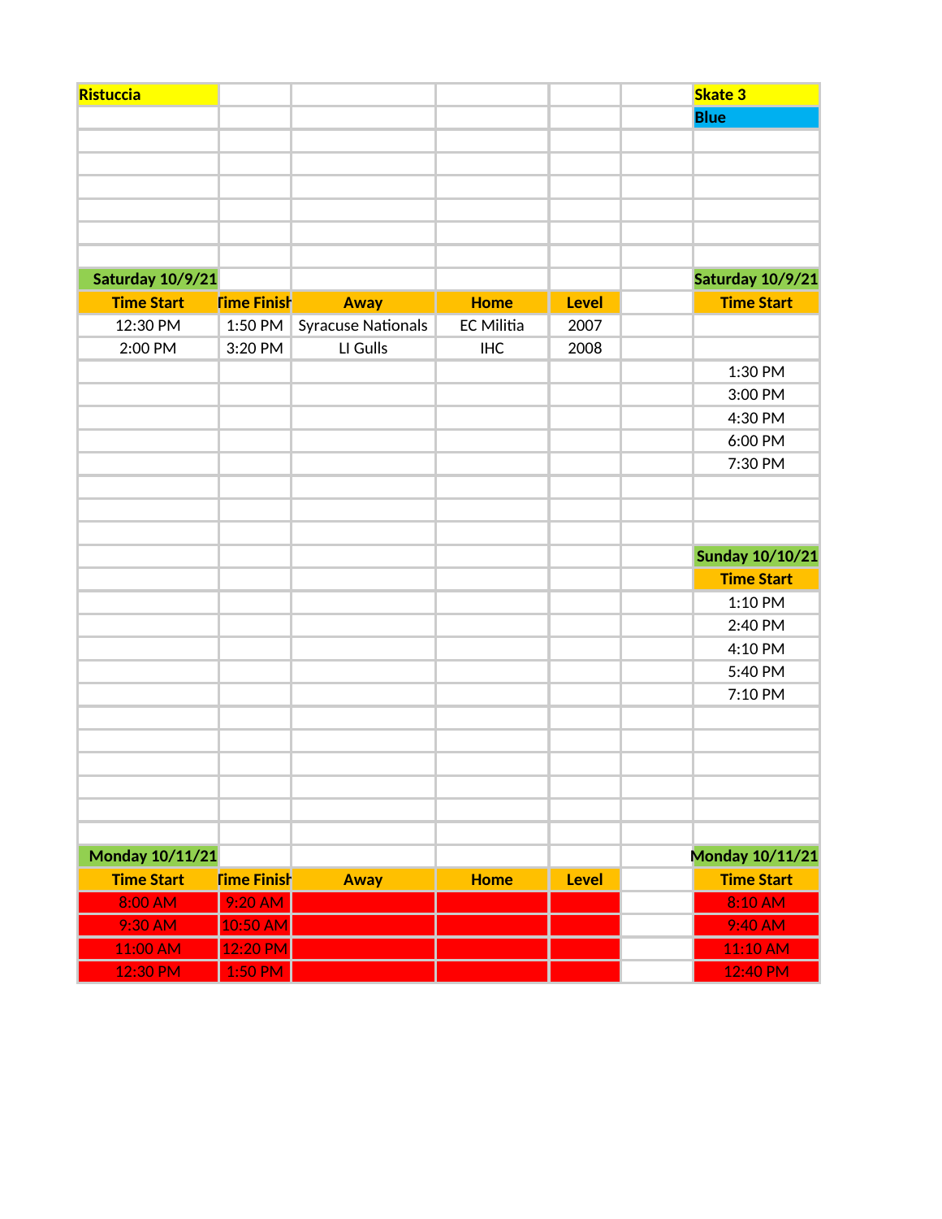**Ristuccia**

**Skate 3**

**Blue**

| Saturday 10/9/21 | | | | | | Saturday 10/9/21 |
|---|---|---|---|---|---|---|
| **Time Start** | **Time Finish** | **Away** | **Home** | **Level** | | **Time Start** |
| 12:30 PM | 1:50 PM | Syracuse Nationals | EC Militia | 2007 | | |
| 2:00 PM | 3:20 PM | LI Gulls | IHC | 2008 | | |
| | | | | | | 1:30 PM |
| | | | | | | 3:00 PM |
| | | | | | | 4:30 PM |
| | | | | | | 6:00 PM |
| | | | | | | 7:30 PM |

| Sunday 10/10/21 |
|---|
| **Time Start** |
| 1:10 PM |
| 2:40 PM |
| 4:10 PM |
| 5:40 PM |
| 7:10 PM |

| Monday 10/11/21 | | | | | | Monday 10/11/21 |
|---|---|---|---|---|---|---|
| **Time Start** | **Time Finish** | **Away** | **Home** | **Level** | | **Time Start** |
| 8:00 AM | 9:20 AM | | | | | 8:10 AM |
| 9:30 AM | 10:50 AM | | | | | 9:40 AM |
| 11:00 AM | 12:20 PM | | | | | 11:10 AM |
| 12:30 PM | 1:50 PM | | | | | 12:40 PM |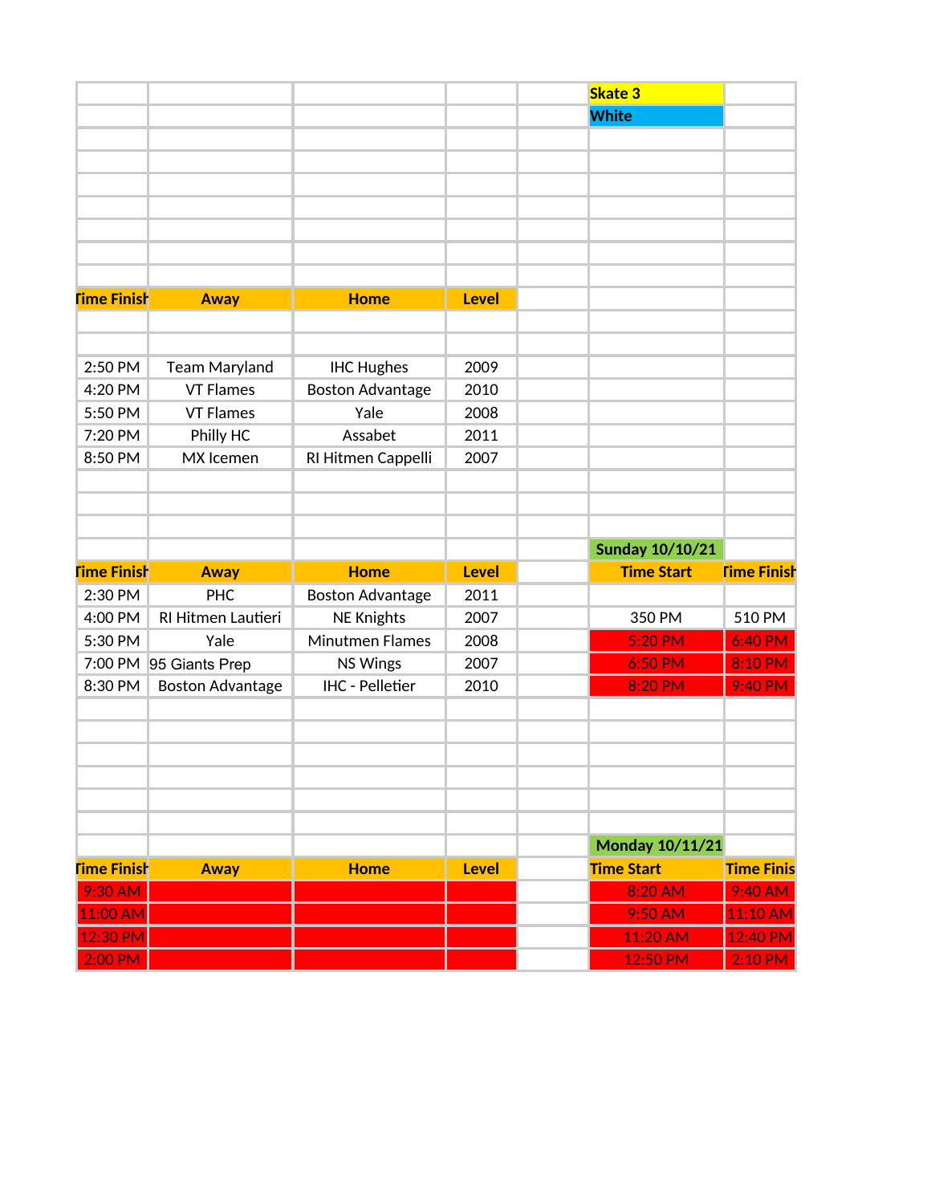| | | | | | Skate 3 | |
|---|---|---|---|---|---|---|
| | | | | | White | |

| Time Finish | Away | Home | Level |
|---|---|---|---|
| 2:50 PM | Team Maryland | IHC Hughes | 2009 |
| 4:20 PM | VT Flames | Boston Advantage | 2010 |
| 5:50 PM | VT Flames | Yale | 2008 |
| 7:20 PM | Philly HC | Assabet | 2011 |
| 8:50 PM | MX Icemen | RI Hitmen Cappelli | 2007 |

| Time Finish | Away | Home | Level | | Time Start | Time Finish |
|---|---|---|---|---|---|---|
| | | | | | Sunday 10/10/21 | |
| 2:30 PM | PHC | Boston Advantage | 2011 | | | |
| 4:00 PM | RI Hitmen Lautieri | NE Knights | 2007 | | 350 PM | 510 PM |
| 5:30 PM | Yale | Minutmen Flames | 2008 | | 5:20 PM | 6:40 PM |
| 7:00 PM | 95 Giants Prep | NS Wings | 2007 | | 6:50 PM | 8:10 PM |
| 8:30 PM | Boston Advantage | IHC - Pelletier | 2010 | | 8:20 PM | 9:40 PM |

| Time Finish | Away | Home | Level | | Time Start | Time Finis |
|---|---|---|---|---|---|---|
| | | | | | Monday 10/11/21 | |
| 9:30 AM | | | | | 8:20 AM | 9:40 AM |
| 11:00 AM | | | | | 9:50 AM | 11:10 AM |
| 12:30 PM | | | | | 11:20 AM | 12:40 PM |
| 2:00 PM | | | | | 12:50 PM | 2:10 PM |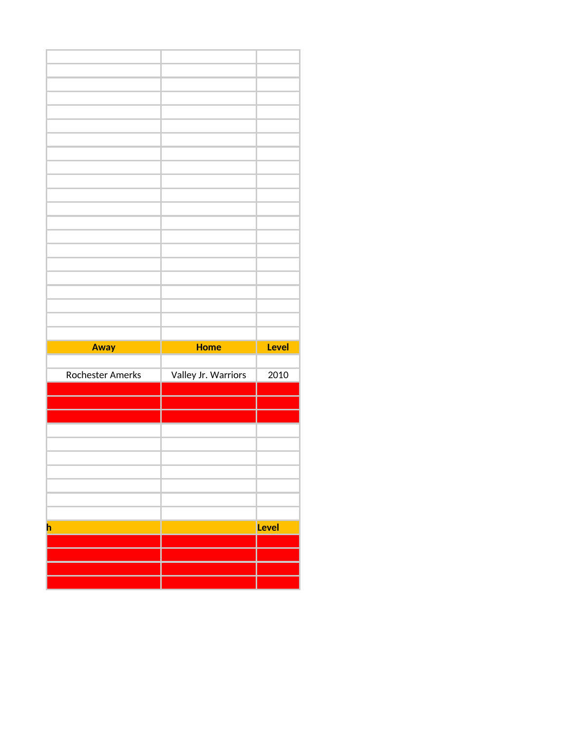| Away | Home | Level |
|---|---|---|
| | | |
| Rochester Amerks | Valley Jr. Warriors | 2010 |
| | | |
| | | |
| | | |

| h | | Level |
|---|---|---|
| | | |
| | | |
| | | |
| | | |